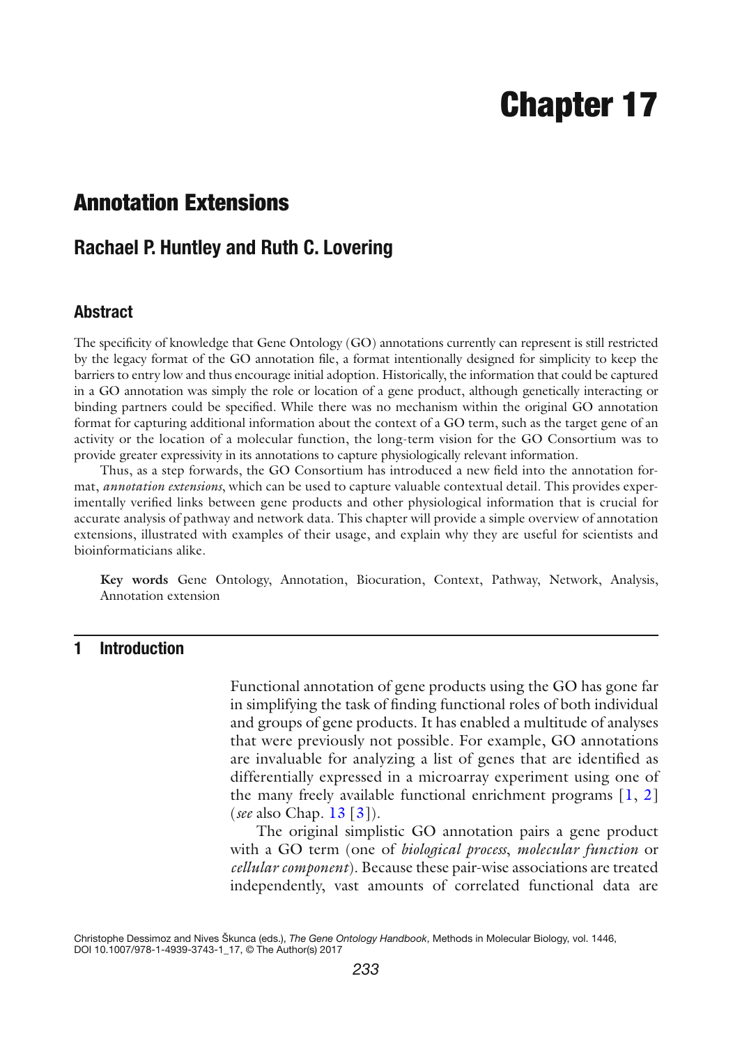# Chapter 17

## Annotation Extensions

### Rachael P. Huntley and Ruth C. Lovering

### Abstract

The specificity of knowledge that Gene Ontology (GO) annotations currently can represent is still restricted by the legacy format of the GO annotation file, a format intentionally designed for simplicity to keep the barriers to entry low and thus encourage initial adoption. Historically, the information that could be captured in a GO annotation was simply the role or location of a gene product, although genetically interacting or binding partners could be specified. While there was no mechanism within the original GO annotation format for capturing additional information about the context of a GO term, such as the target gene of an activity or the location of a molecular function, the long-term vision for the GO Consortium was to provide greater expressivity in its annotations to capture physiologically relevant information.

Thus, as a step forwards, the GO Consortium has introduced a new field into the annotation format, *annotation extensions*, which can be used to capture valuable contextual detail. This provides experimentally verified links between gene products and other physiological information that is crucial for accurate analysis of pathway and network data. This chapter will provide a simple overview of annotation extensions, illustrated with examples of their usage, and explain why they are useful for scientists and bioinformaticians alike.

**Key words** Gene Ontology, Annotation, Biocuration, Context, Pathway, Network, Analysis, Annotation extension

## 1 Introduction

Functional annotation of gene products using the GO has gone far in simplifying the task of finding functional roles of both individual and groups of gene products. It has enabled a multitude of analyses that were previously not possible. For example, GO annotations are invaluable for analyzing a list of genes that are identified as differentially expressed in a microarray experiment using one of the many freely available functional enrichment programs [1, 2] (*see* also Chap. 13 [3]).

The original simplistic GO annotation pairs a gene product with a GO term (one of *biological process*, *molecular function* or *cellular component*). Because these pair-wise associations are treated independently, vast amounts of correlated functional data are

Christophe Dessimoz and Nives Škunca (eds.), *The Gene Ontology Handbook*, Methods in Molecular Biology, vol. 1446, DOI 10.1007/978-1-4939-3743-1_17, © The Author(s) 2017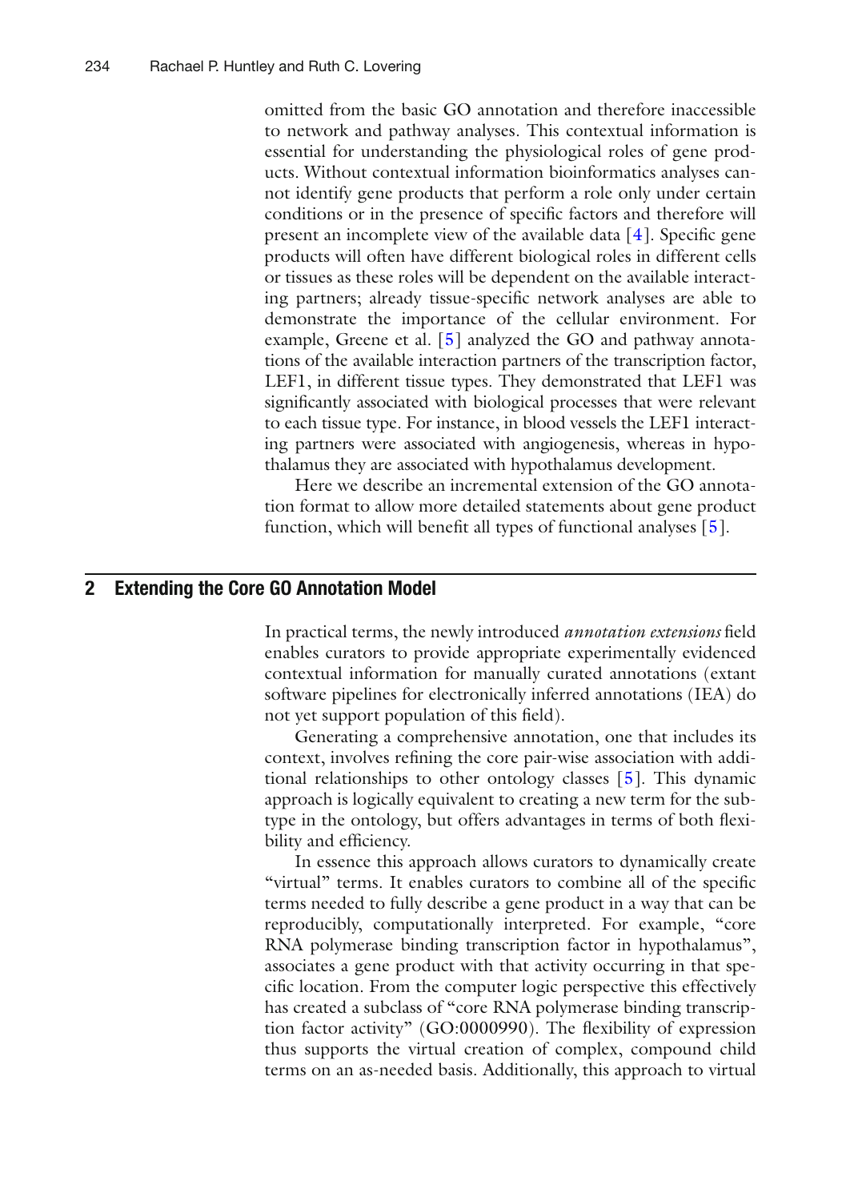omitted from the basic GO annotation and therefore inaccessible to network and pathway analyses. This contextual information is essential for understanding the physiological roles of gene products. Without contextual information bioinformatics analyses cannot identify gene products that perform a role only under certain conditions or in the presence of specific factors and therefore will present an incomplete view of the available data [4]. Specific gene products will often have different biological roles in different cells or tissues as these roles will be dependent on the available interacting partners; already tissue-specific network analyses are able to demonstrate the importance of the cellular environment. For example, Greene et al. [5] analyzed the GO and pathway annotations of the available interaction partners of the transcription factor, LEF1, in different tissue types. They demonstrated that LEF1 was significantly associated with biological processes that were relevant to each tissue type. For instance, in blood vessels the LEF1 interacting partners were associated with angiogenesis, whereas in hypothalamus they are associated with hypothalamus development.

Here we describe an incremental extension of the GO annotation format to allow more detailed statements about gene product function, which will benefit all types of functional analyses [5].

## 2 Extending the Core GO Annotation Model

In practical terms, the newly introduced *annotation extensions* field enables curators to provide appropriate experimentally evidenced contextual information for manually curated annotations (extant software pipelines for electronically inferred annotations (IEA) do not yet support population of this field).

Generating a comprehensive annotation, one that includes its context, involves refining the core pair-wise association with additional relationships to other ontology classes [5]. This dynamic approach is logically equivalent to creating a new term for the subtype in the ontology, but offers advantages in terms of both flexibility and efficiency.

In essence this approach allows curators to dynamically create "virtual" terms. It enables curators to combine all of the specific terms needed to fully describe a gene product in a way that can be reproducibly, computationally interpreted. For example, "core RNA polymerase binding transcription factor in hypothalamus", associates a gene product with that activity occurring in that specific location. From the computer logic perspective this effectively has created a subclass of "core RNA polymerase binding transcription factor activity" (GO:0000990). The flexibility of expression thus supports the virtual creation of complex, compound child terms on an as-needed basis. Additionally, this approach to virtual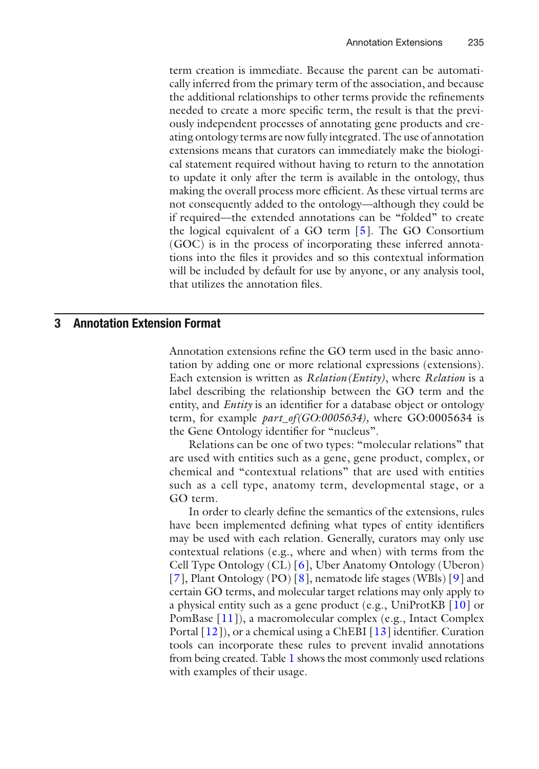term creation is immediate. Because the parent can be automatically inferred from the primary term of the association, and because the additional relationships to other terms provide the refinements needed to create a more specific term, the result is that the previously independent processes of annotating gene products and creating ontology terms are now fully integrated. The use of annotation extensions means that curators can immediately make the biological statement required without having to return to the annotation to update it only after the term is available in the ontology, thus making the overall process more efficient. As these virtual terms are not consequently added to the ontology—although they could be if required—the extended annotations can be "folded" to create the logical equivalent of a GO term [5]. The GO Consortium (GOC) is in the process of incorporating these inferred annotations into the files it provides and so this contextual information will be included by default for use by anyone, or any analysis tool, that utilizes the annotation files.

## 3 Annotation Extension Format

Annotation extensions refine the GO term used in the basic annotation by adding one or more relational expressions (extensions). Each extension is written as *Relation(Entity)*, where *Relation* is a label describing the relationship between the GO term and the entity, and *Entity* is an identifier for a database object or ontology term, for example *part_of(GO:0005634),* where GO:0005634 is the Gene Ontology identifier for "nucleus".

Relations can be one of two types: "molecular relations" that are used with entities such as a gene, gene product, complex, or chemical and "contextual relations" that are used with entities such as a cell type, anatomy term, developmental stage, or a GO term.

In order to clearly define the semantics of the extensions, rules have been implemented defining what types of entity identifiers may be used with each relation. Generally, curators may only use contextual relations (e.g., where and when) with terms from the Cell Type Ontology (CL) [6], Uber Anatomy Ontology (Uberon) [7], Plant Ontology (PO) [8], nematode life stages (WBls) [9] and certain GO terms, and molecular target relations may only apply to a physical entity such as a gene product (e.g., UniProtKB [10] or PomBase [11]), a macromolecular complex (e.g., Intact Complex Portal [12]), or a chemical using a ChEBI [13] identifier. Curation tools can incorporate these rules to prevent invalid annotations from being created. Table 1 shows the most commonly used relations with examples of their usage.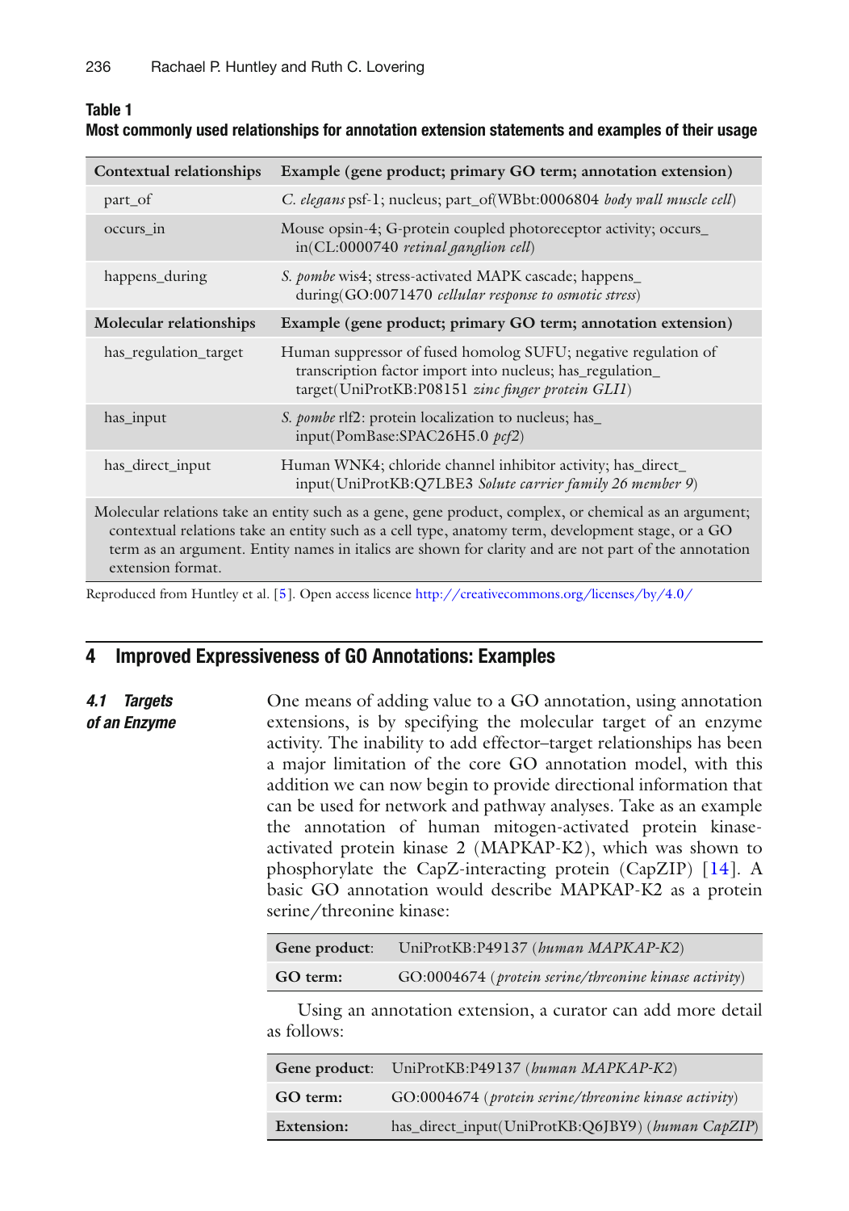**Table 1**
**Most commonly used relationships for annotation extension statements and examples of their usage**

| Contextual relationships | Example (gene product; primary GO term; annotation extension) |
|---|---|
| part_of | *C. elegans* psf-1; nucleus; part_of(WBbt:0006804 *body wall muscle cell*) |
| occurs_in | Mouse opsin-4; G-protein coupled photoreceptor activity; occurs_in(CL:0000740 *retinal ganglion cell*) |
| happens_during | *S. pombe* wis4; stress-activated MAPK cascade; happens_during(GO:0071470 *cellular response to osmotic stress*) |
| **Molecular relationships** | **Example (gene product; primary GO term; annotation extension)** |
| has_regulation_target | Human suppressor of fused homolog SUFU; negative regulation of transcription factor import into nucleus; has_regulation_target(UniProtKB:P08151 *zinc finger protein GLI1*) |
| has_input | *S. pombe* rlf2: protein localization to nucleus; has_input(PomBase:SPAC26H5.0 *pcf2*) |
| has_direct_input | Human WNK4; chloride channel inhibitor activity; has_direct_input(UniProtKB:Q7LBE3 *Solute carrier family 26 member 9*) |

Molecular relations take an entity such as a gene, gene product, complex, or chemical as an argument; contextual relations take an entity such as a cell type, anatomy term, development stage, or a GO term as an argument. Entity names in italics are shown for clarity and are not part of the annotation extension format.

Reproduced from Huntley et al. [5]. Open access licence http://creativecommons.org/licenses/by/4.0/

## 4 Improved Expressiveness of GO Annotations: Examples

### 4.1 Targets of an Enzyme

One means of adding value to a GO annotation, using annotation extensions, is by specifying the molecular target of an enzyme activity. The inability to add effector–target relationships has been a major limitation of the core GO annotation model, with this addition we can now begin to provide directional information that can be used for network and pathway analyses. Take as an example the annotation of human mitogen-activated protein kinase-activated protein kinase 2 (MAPKAP-K2), which was shown to phosphorylate the CapZ-interacting protein (CapZIP) [14]. A basic GO annotation would describe MAPKAP-K2 as a protein serine/threonine kinase:

| | |
|---|---|
| **Gene product**: | UniProtKB:P49137 (*human MAPKAP-K2*) |
| **GO term:** | GO:0004674 (*protein serine/threonine kinase activity*) |

Using an annotation extension, a curator can add more detail as follows:

| | |
|---|---|
| **Gene product**: | UniProtKB:P49137 (*human MAPKAP-K2*) |
| **GO term:** | GO:0004674 (*protein serine/threonine kinase activity*) |
| **Extension:** | has_direct_input(UniProtKB:Q6JBY9) (*human CapZIP*) |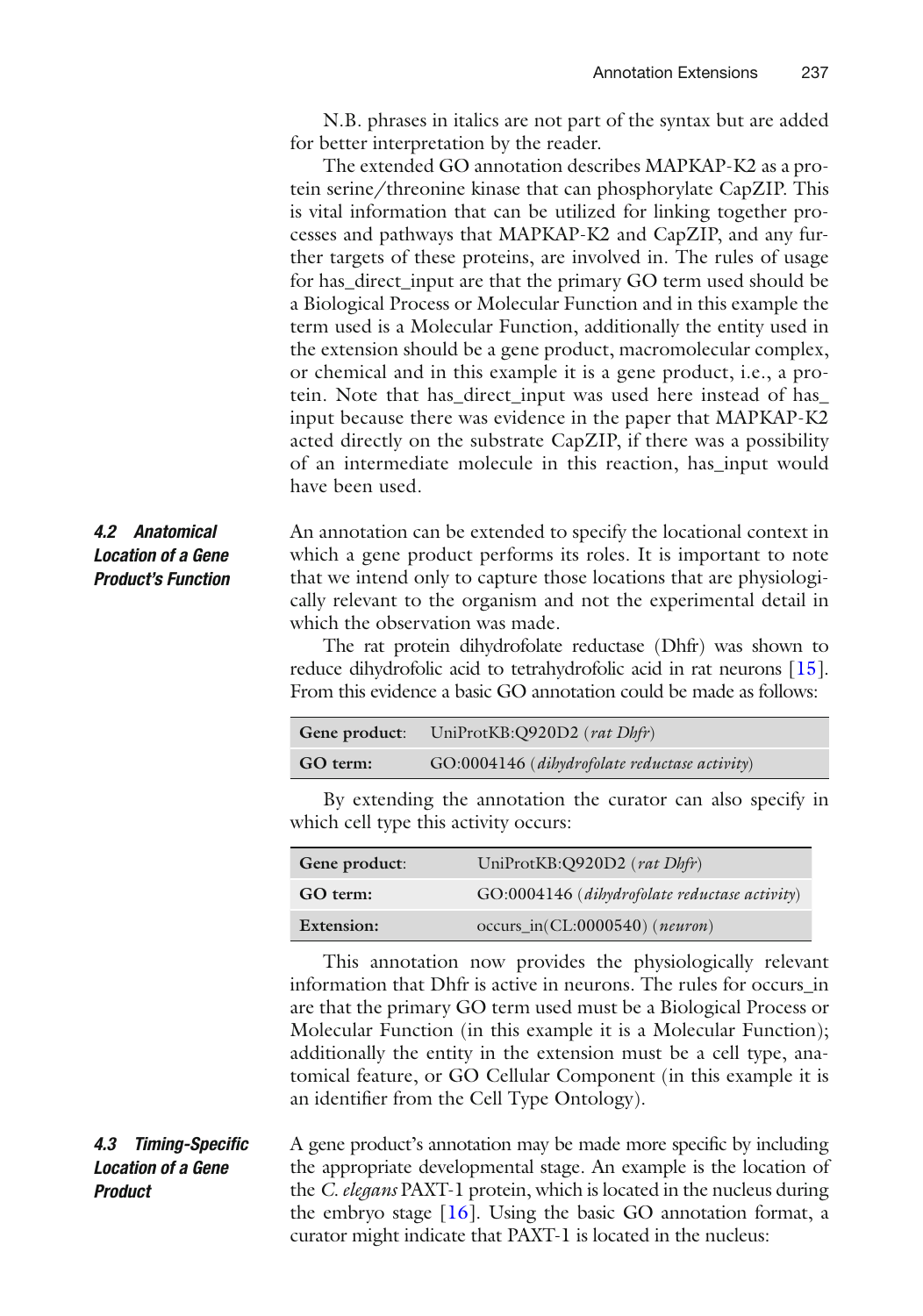N.B. phrases in italics are not part of the syntax but are added for better interpretation by the reader.

The extended GO annotation describes MAPKAP-K2 as a protein serine/threonine kinase that can phosphorylate CapZIP. This is vital information that can be utilized for linking together processes and pathways that MAPKAP-K2 and CapZIP, and any further targets of these proteins, are involved in. The rules of usage for has_direct_input are that the primary GO term used should be a Biological Process or Molecular Function and in this example the term used is a Molecular Function, additionally the entity used in the extension should be a gene product, macromolecular complex, or chemical and in this example it is a gene product, i.e., a protein. Note that has_direct_input was used here instead of has_input because there was evidence in the paper that MAPKAP-K2 acted directly on the substrate CapZIP, if there was a possibility of an intermediate molecule in this reaction, has_input would have been used.

### *4.2 Anatomical Location of a Gene Product's Function*

An annotation can be extended to specify the locational context in which a gene product performs its roles. It is important to note that we intend only to capture those locations that are physiologically relevant to the organism and not the experimental detail in which the observation was made.

The rat protein dihydrofolate reductase (Dhfr) was shown to reduce dihydrofolic acid to tetrahydrofolic acid in rat neurons [15]. From this evidence a basic GO annotation could be made as follows:

| | |
|---|---|
| **Gene product**: | UniProtKB:Q920D2 (*rat Dhfr*) |
| **GO term:** | GO:0004146 (*dihydrofolate reductase activity*) |

By extending the annotation the curator can also specify in which cell type this activity occurs:

| | |
|---|---|
| **Gene product**: | UniProtKB:Q920D2 (*rat Dhfr*) |
| **GO term:** | GO:0004146 (*dihydrofolate reductase activity*) |
| **Extension:** | occurs_in(CL:0000540) (*neuron*) |

This annotation now provides the physiologically relevant information that Dhfr is active in neurons. The rules for occurs_in are that the primary GO term used must be a Biological Process or Molecular Function (in this example it is a Molecular Function); additionally the entity in the extension must be a cell type, anatomical feature, or GO Cellular Component (in this example it is an identifier from the Cell Type Ontology).

### *4.3 Timing-Specific Location of a Gene Product*

A gene product's annotation may be made more specific by including the appropriate developmental stage. An example is the location of the *C. elegans* PAXT-1 protein, which is located in the nucleus during the embryo stage [16]. Using the basic GO annotation format, a curator might indicate that PAXT-1 is located in the nucleus: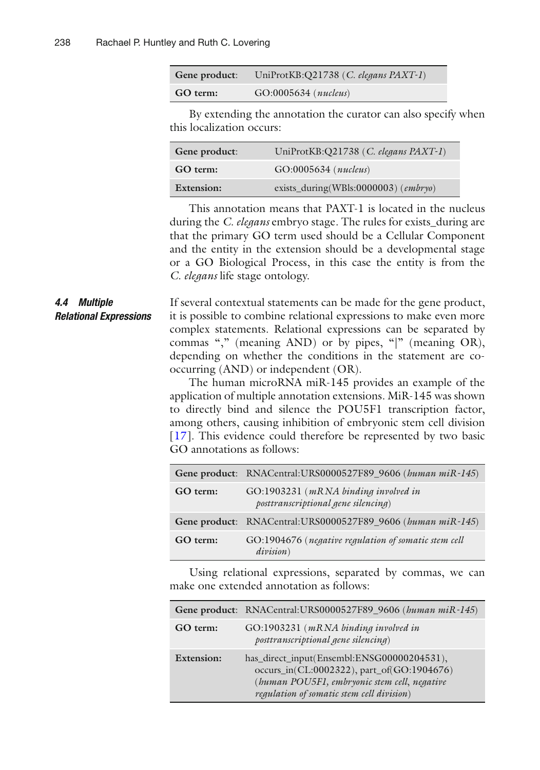| Gene product: | UniProtKB:Q21738 (*C. elegans PAXT-1*) |
|---|---|
| GO term: | GO:0005634 (*nucleus*) |

By extending the annotation the curator can also specify when this localization occurs:

| Gene product: | UniProtKB:Q21738 (*C. elegans PAXT-1*) |
|---|---|
| GO term: | GO:0005634 (*nucleus*) |
| Extension: | exists_during(WBls:0000003) (*embryo*) |

This annotation means that PAXT-1 is located in the nucleus during the *C. elegans* embryo stage. The rules for exists_during are that the primary GO term used should be a Cellular Component and the entity in the extension should be a developmental stage or a GO Biological Process, in this case the entity is from the *C. elegans* life stage ontology.

### 4.4 Multiple Relational Expressions

If several contextual statements can be made for the gene product, it is possible to combine relational expressions to make even more complex statements. Relational expressions can be separated by commas "," (meaning AND) or by pipes, "|" (meaning OR), depending on whether the conditions in the statement are co-occurring (AND) or independent (OR).

The human microRNA miR-145 provides an example of the application of multiple annotation extensions. MiR-145 was shown to directly bind and silence the POU5F1 transcription factor, among others, causing inhibition of embryonic stem cell division [17]. This evidence could therefore be represented by two basic GO annotations as follows:

| Gene product: | RNACentral:URS0000527F89_9606 (*human miR-145*) |
|---|---|
| GO term: | GO:1903231 (*mRNA binding involved in posttranscriptional gene silencing*) |
| Gene product: | RNACentral:URS0000527F89_9606 (*human miR-145*) |
| GO term: | GO:1904676 (*negative regulation of somatic stem cell division*) |

Using relational expressions, separated by commas, we can make one extended annotation as follows:

| Gene product: | RNACentral:URS0000527F89_9606 (*human miR-145*) |
|---|---|
| GO term: | GO:1903231 (*mRNA binding involved in posttranscriptional gene silencing*) |
| Extension: | has_direct_input(Ensembl:ENSG00000204531), occurs_in(CL:0002322), part_of(GO:1904676) (*human POU5F1, embryonic stem cell, negative regulation of somatic stem cell division*) |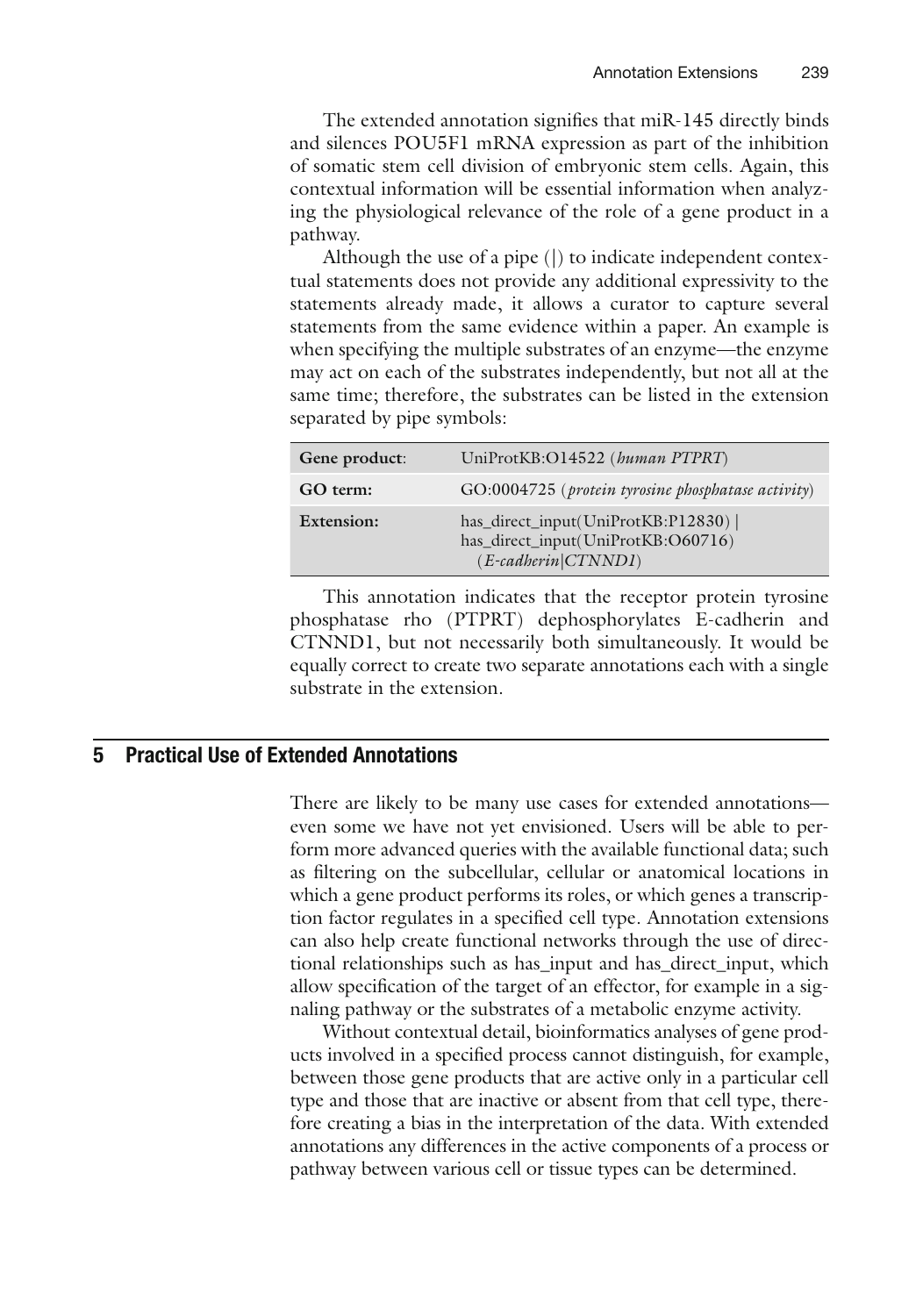The extended annotation signifies that miR-145 directly binds and silences POU5F1 mRNA expression as part of the inhibition of somatic stem cell division of embryonic stem cells. Again, this contextual information will be essential information when analyzing the physiological relevance of the role of a gene product in a pathway.

Although the use of a pipe (|) to indicate independent contextual statements does not provide any additional expressivity to the statements already made, it allows a curator to capture several statements from the same evidence within a paper. An example is when specifying the multiple substrates of an enzyme—the enzyme may act on each of the substrates independently, but not all at the same time; therefore, the substrates can be listed in the extension separated by pipe symbols:

| Gene product: | UniProtKB:O14522 (*human PTPRT*) |
|---|---|
| **GO term:** | GO:0004725 (*protein tyrosine phosphatase activity*) |
| **Extension:** | has_direct_input(UniProtKB:P12830) \| has_direct_input(UniProtKB:O60716) (*E-cadherin\|CTNND1*) |

This annotation indicates that the receptor protein tyrosine phosphatase rho (PTPRT) dephosphorylates E-cadherin and CTNND1, but not necessarily both simultaneously. It would be equally correct to create two separate annotations each with a single substrate in the extension.

## 5 Practical Use of Extended Annotations

There are likely to be many use cases for extended annotations—even some we have not yet envisioned. Users will be able to perform more advanced queries with the available functional data; such as filtering on the subcellular, cellular or anatomical locations in which a gene product performs its roles, or which genes a transcription factor regulates in a specified cell type. Annotation extensions can also help create functional networks through the use of directional relationships such as has_input and has_direct_input, which allow specification of the target of an effector, for example in a signaling pathway or the substrates of a metabolic enzyme activity.

Without contextual detail, bioinformatics analyses of gene products involved in a specified process cannot distinguish, for example, between those gene products that are active only in a particular cell type and those that are inactive or absent from that cell type, therefore creating a bias in the interpretation of the data. With extended annotations any differences in the active components of a process or pathway between various cell or tissue types can be determined.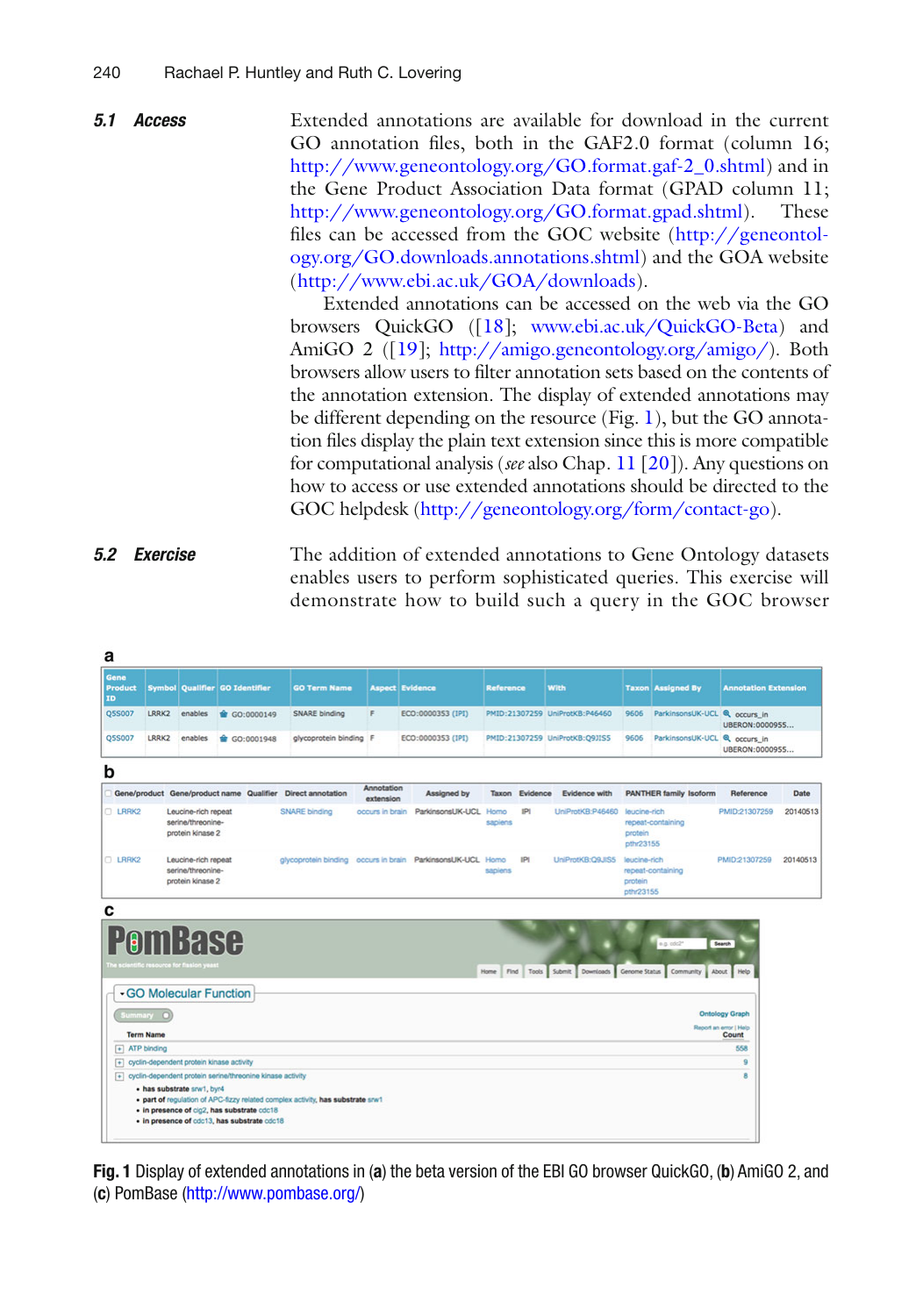## 5.1 Access

Extended annotations are available for download in the current GO annotation files, both in the GAF2.0 format (column 16; http://www.geneontology.org/GO.format.gaf-2_0.shtml) and in the Gene Product Association Data format (GPAD column 11; http://www.geneontology.org/GO.format.gpad.shtml). These files can be accessed from the GOC website (http://geneontology.org/GO.downloads.annotations.shtml) and the GOA website (http://www.ebi.ac.uk/GOA/downloads).

Extended annotations can be accessed on the web via the GO browsers QuickGO ([18]; www.ebi.ac.uk/QuickGO-Beta) and AmiGO 2 ([19]; http://amigo.geneontology.org/amigo/). Both browsers allow users to filter annotation sets based on the contents of the annotation extension. The display of extended annotations may be different depending on the resource (Fig. 1), but the GO annotation files display the plain text extension since this is more compatible for computational analysis (*see* also Chap. 11 [20]). Any questions on how to access or use extended annotations should be directed to the GOC helpdesk (http://geneontology.org/form/contact-go).

## 5.2 Exercise

The addition of extended annotations to Gene Ontology datasets enables users to perform sophisticated queries. This exercise will demonstrate how to build such a query in the GOC browser

**Fig. 1** Display of extended annotations in (**a**) the beta version of the EBI GO browser QuickGO, (**b**) AmiGO 2, and (**c**) PomBase (http://www.pombase.org/)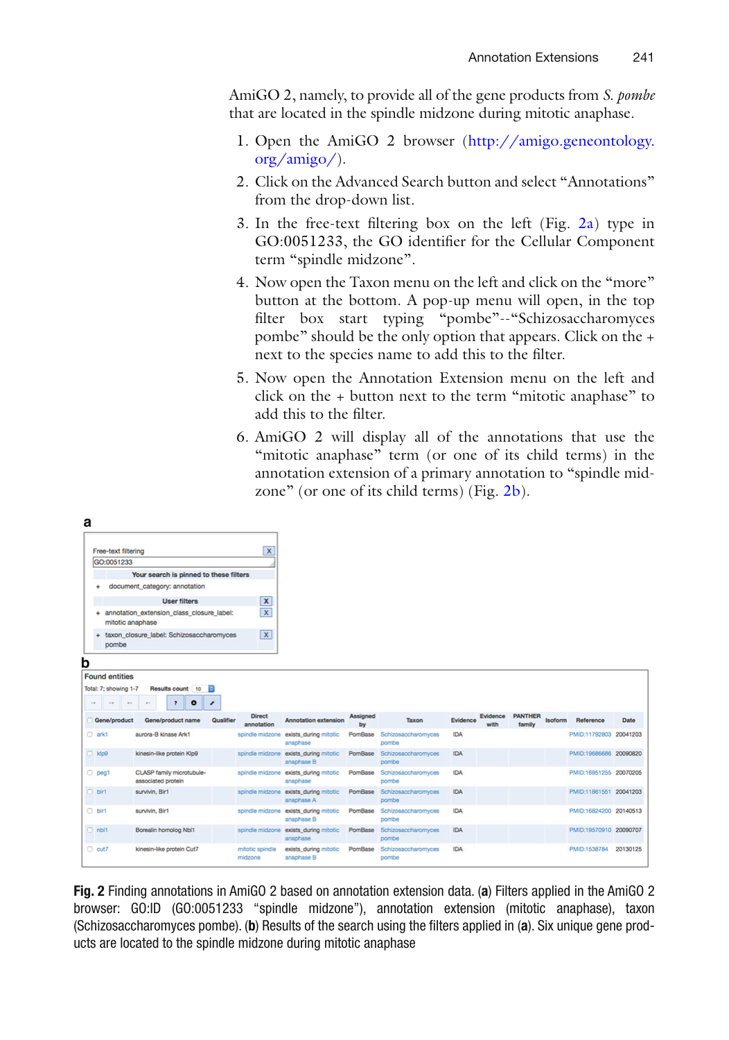AmiGO 2, namely, to provide all of the gene products from *S. pombe* that are located in the spindle midzone during mitotic anaphase.

1. Open the AmiGO 2 browser (http://amigo.geneontology.org/amigo/).
2. Click on the Advanced Search button and select "Annotations" from the drop-down list.
3. In the free-text filtering box on the left (Fig. 2a) type in GO:0051233, the GO identifier for the Cellular Component term "spindle midzone".
4. Now open the Taxon menu on the left and click on the "more" button at the bottom. A pop-up menu will open, in the top filter box start typing "pombe"--"Schizosaccharomyces pombe" should be the only option that appears. Click on the + next to the species name to add this to the filter.
5. Now open the Annotation Extension menu on the left and click on the + button next to the term "mitotic anaphase" to add this to the filter.
6. AmiGO 2 will display all of the annotations that use the "mitotic anaphase" term (or one of its child terms) in the annotation extension of a primary annotation to "spindle midzone" (or one of its child terms) (Fig. 2b).

**a**

Free-text filtering
GO:0051233

Your search is pinned to these filters
+ document_category: annotation

User filters
+ annotation_extension_class_closure_label: mitotic anaphase
+ taxon_closure_label: Schizosaccharomyces pombe

**b**

Found entities

Total: 7; showing 1-7    Results count 10

| Gene/product | Gene/product name | Qualifier | Direct annotation | Annotation extension | Assigned by | Taxon | Evidence | Evidence with | PANTHER family | Isoform | Reference | Date |
|---|---|---|---|---|---|---|---|---|---|---|---|---|
| ark1 | aurora-B kinase Ark1 | | spindle midzone | exists_during mitotic anaphase | PomBase | Schizosaccharomyces pombe | IDA | | | | PMID:11792803 | 20041203 |
| klp9 | kinesin-like protein Klp9 | | spindle midzone | exists_during mitotic anaphase B | PomBase | Schizosaccharomyces pombe | IDA | | | | PMID:19686686 | 20090820 |
| peg1 | CLASP family microtubule-associated protein | | spindle midzone | exists_during mitotic anaphase | PomBase | Schizosaccharomyces pombe | IDA | | | | PMID:16951255 | 20070205 |
| bir1 | survivin, Bir1 | | spindle midzone | exists_during mitotic anaphase A | PomBase | Schizosaccharomyces pombe | IDA | | | | PMID:11861551 | 20041203 |
| bir1 | survivin, Bir1 | | spindle midzone | exists_during mitotic anaphase B | PomBase | Schizosaccharomyces pombe | IDA | | | | PMID:16824200 | 20140513 |
| nbl1 | Borealin homolog Nbl1 | | spindle midzone | exists_during mitotic anaphase | PomBase | Schizosaccharomyces pombe | IDA | | | | PMID:19570910 | 20090707 |
| cut7 | kinesin-like protein Cut7 | | mitotic spindle midzone | exists_during mitotic anaphase B | PomBase | Schizosaccharomyces pombe | IDA | | | | PMID:1538784 | 20130125 |

**Fig. 2** Finding annotations in AmiGO 2 based on annotation extension data. (**a**) Filters applied in the AmiGO 2 browser: GO:ID (GO:0051233 "spindle midzone"), annotation extension (mitotic anaphase), taxon (Schizosaccharomyces pombe). (**b**) Results of the search using the filters applied in (**a**). Six unique gene products are located to the spindle midzone during mitotic anaphase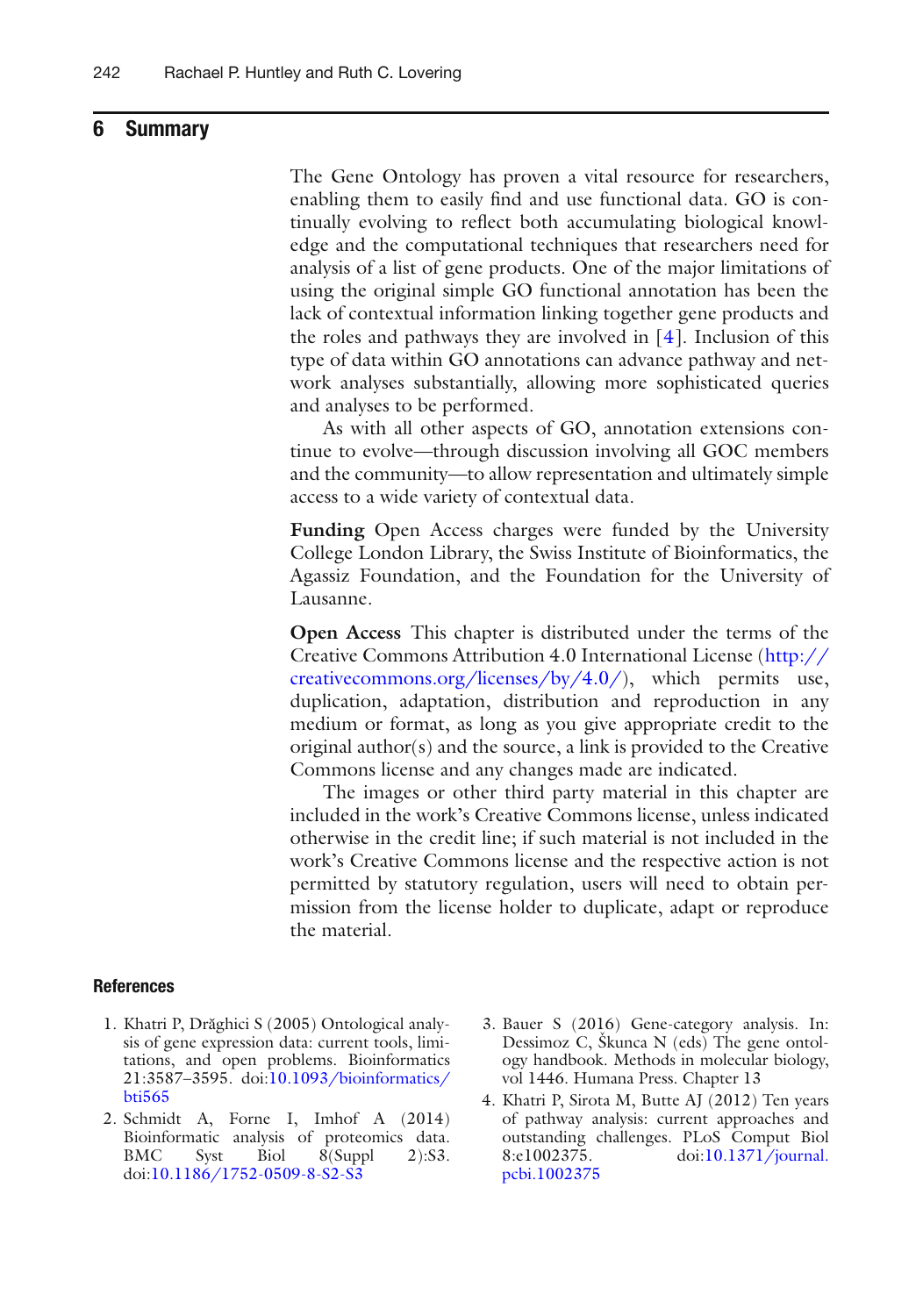## 6 Summary

The Gene Ontology has proven a vital resource for researchers, enabling them to easily find and use functional data. GO is continually evolving to reflect both accumulating biological knowledge and the computational techniques that researchers need for analysis of a list of gene products. One of the major limitations of using the original simple GO functional annotation has been the lack of contextual information linking together gene products and the roles and pathways they are involved in [4]. Inclusion of this type of data within GO annotations can advance pathway and network analyses substantially, allowing more sophisticated queries and analyses to be performed.

As with all other aspects of GO, annotation extensions continue to evolve—through discussion involving all GOC members and the community—to allow representation and ultimately simple access to a wide variety of contextual data.

**Funding** Open Access charges were funded by the University College London Library, the Swiss Institute of Bioinformatics, the Agassiz Foundation, and the Foundation for the University of Lausanne.

**Open Access** This chapter is distributed under the terms of the Creative Commons Attribution 4.0 International License (http://creativecommons.org/licenses/by/4.0/), which permits use, duplication, adaptation, distribution and reproduction in any medium or format, as long as you give appropriate credit to the original author(s) and the source, a link is provided to the Creative Commons license and any changes made are indicated.

The images or other third party material in this chapter are included in the work's Creative Commons license, unless indicated otherwise in the credit line; if such material is not included in the work's Creative Commons license and the respective action is not permitted by statutory regulation, users will need to obtain permission from the license holder to duplicate, adapt or reproduce the material.

### References

1. Khatri P, Drăghici S (2005) Ontological analysis of gene expression data: current tools, limitations, and open problems. Bioinformatics 21:3587–3595. doi:10.1093/bioinformatics/bti565
2. Schmidt A, Forne I, Imhof A (2014) Bioinformatic analysis of proteomics data. BMC Syst Biol 8(Suppl 2):S3. doi:10.1186/1752-0509-8-S2-S3
3. Bauer S (2016) Gene-category analysis. In: Dessimoz C, Škunca N (eds) The gene ontology handbook. Methods in molecular biology, vol 1446. Humana Press. Chapter 13
4. Khatri P, Sirota M, Butte AJ (2012) Ten years of pathway analysis: current approaches and outstanding challenges. PLoS Comput Biol 8:e1002375. doi:10.1371/journal.pcbi.1002375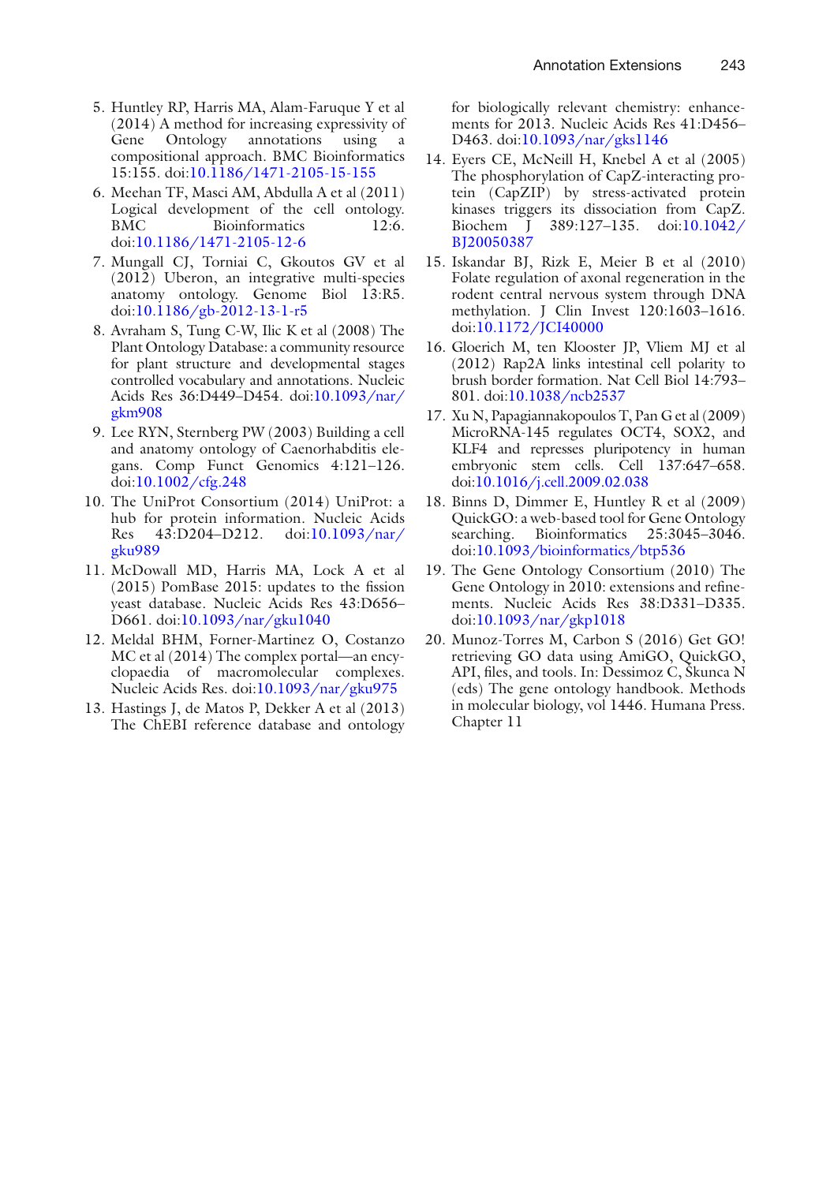5. Huntley RP, Harris MA, Alam-Faruque Y et al (2014) A method for increasing expressivity of Gene Ontology annotations using a compositional approach. BMC Bioinformatics 15:155. doi:10.1186/1471-2105-15-155
6. Meehan TF, Masci AM, Abdulla A et al (2011) Logical development of the cell ontology. BMC Bioinformatics 12:6. doi:10.1186/1471-2105-12-6
7. Mungall CJ, Torniai C, Gkoutos GV et al (2012) Uberon, an integrative multi-species anatomy ontology. Genome Biol 13:R5. doi:10.1186/gb-2012-13-1-r5
8. Avraham S, Tung C-W, Ilic K et al (2008) The Plant Ontology Database: a community resource for plant structure and developmental stages controlled vocabulary and annotations. Nucleic Acids Res 36:D449–D454. doi:10.1093/nar/gkm908
9. Lee RYN, Sternberg PW (2003) Building a cell and anatomy ontology of Caenorhabditis elegans. Comp Funct Genomics 4:121–126. doi:10.1002/cfg.248
10. The UniProt Consortium (2014) UniProt: a hub for protein information. Nucleic Acids Res 43:D204–D212. doi:10.1093/nar/gku989
11. McDowall MD, Harris MA, Lock A et al (2015) PomBase 2015: updates to the fission yeast database. Nucleic Acids Res 43:D656–D661. doi:10.1093/nar/gku1040
12. Meldal BHM, Forner-Martinez O, Costanzo MC et al (2014) The complex portal—an encyclopaedia of macromolecular complexes. Nucleic Acids Res. doi:10.1093/nar/gku975
13. Hastings J, de Matos P, Dekker A et al (2013) The ChEBI reference database and ontology for biologically relevant chemistry: enhancements for 2013. Nucleic Acids Res 41:D456–D463. doi:10.1093/nar/gks1146
14. Eyers CE, McNeill H, Knebel A et al (2005) The phosphorylation of CapZ-interacting protein (CapZIP) by stress-activated protein kinases triggers its dissociation from CapZ. Biochem J 389:127–135. doi:10.1042/BJ20050387
15. Iskandar BJ, Rizk E, Meier B et al (2010) Folate regulation of axonal regeneration in the rodent central nervous system through DNA methylation. J Clin Invest 120:1603–1616. doi:10.1172/JCI40000
16. Gloerich M, ten Klooster JP, Vliem MJ et al (2012) Rap2A links intestinal cell polarity to brush border formation. Nat Cell Biol 14:793–801. doi:10.1038/ncb2537
17. Xu N, Papagiannakopoulos T, Pan G et al (2009) MicroRNA-145 regulates OCT4, SOX2, and KLF4 and represses pluripotency in human embryonic stem cells. Cell 137:647–658. doi:10.1016/j.cell.2009.02.038
18. Binns D, Dimmer E, Huntley R et al (2009) QuickGO: a web-based tool for Gene Ontology searching. Bioinformatics 25:3045–3046. doi:10.1093/bioinformatics/btp536
19. The Gene Ontology Consortium (2010) The Gene Ontology in 2010: extensions and refinements. Nucleic Acids Res 38:D331–D335. doi:10.1093/nar/gkp1018
20. Munoz-Torres M, Carbon S (2016) Get GO! retrieving GO data using AmiGO, QuickGO, API, files, and tools. In: Dessimoz C, Škunca N (eds) The gene ontology handbook. Methods in molecular biology, vol 1446. Humana Press. Chapter 11